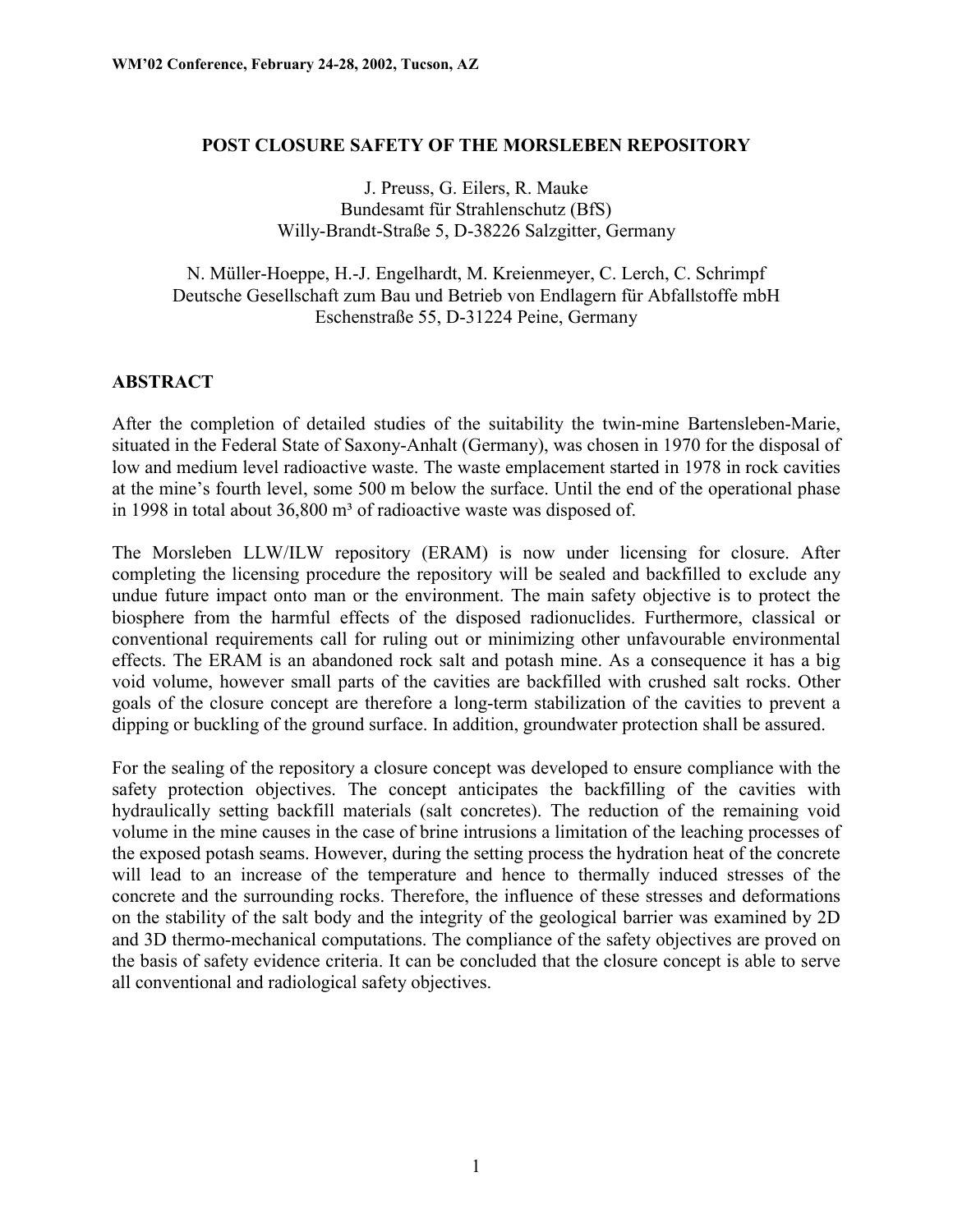# POST CLOSURE SAFETY OF THE MORSLEBEN REPOSITORY

J. Preuss, G. Eilers, R. Mauke
Bundesamt für Strahlenschutz (BfS)
Willy-Brandt-Straße 5, D-38226 Salzgitter, Germany

N. Müller-Hoeppe, H.-J. Engelhardt, M. Kreienmeyer, C. Lerch, C. Schrimpf
Deutsche Gesellschaft zum Bau und Betrieb von Endlagern für Abfallstoffe mbH
Eschenstraße 55, D-31224 Peine, Germany

## ABSTRACT

After the completion of detailed studies of the suitability the twin-mine Bartensleben-Marie, situated in the Federal State of Saxony-Anhalt (Germany), was chosen in 1970 for the disposal of low and medium level radioactive waste. The waste emplacement started in 1978 in rock cavities at the mine's fourth level, some 500 m below the surface. Until the end of the operational phase in 1998 in total about 36,800 m³ of radioactive waste was disposed of.

The Morsleben LLW/ILW repository (ERAM) is now under licensing for closure. After completing the licensing procedure the repository will be sealed and backfilled to exclude any undue future impact onto man or the environment. The main safety objective is to protect the biosphere from the harmful effects of the disposed radionuclides. Furthermore, classical or conventional requirements call for ruling out or minimizing other unfavourable environmental effects. The ERAM is an abandoned rock salt and potash mine. As a consequence it has a big void volume, however small parts of the cavities are backfilled with crushed salt rocks. Other goals of the closure concept are therefore a long-term stabilization of the cavities to prevent a dipping or buckling of the ground surface. In addition, groundwater protection shall be assured.

For the sealing of the repository a closure concept was developed to ensure compliance with the safety protection objectives. The concept anticipates the backfilling of the cavities with hydraulically setting backfill materials (salt concretes). The reduction of the remaining void volume in the mine causes in the case of brine intrusions a limitation of the leaching processes of the exposed potash seams. However, during the setting process the hydration heat of the concrete will lead to an increase of the temperature and hence to thermally induced stresses of the concrete and the surrounding rocks. Therefore, the influence of these stresses and deformations on the stability of the salt body and the integrity of the geological barrier was examined by 2D and 3D thermo-mechanical computations. The compliance of the safety objectives are proved on the basis of safety evidence criteria. It can be concluded that the closure concept is able to serve all conventional and radiological safety objectives.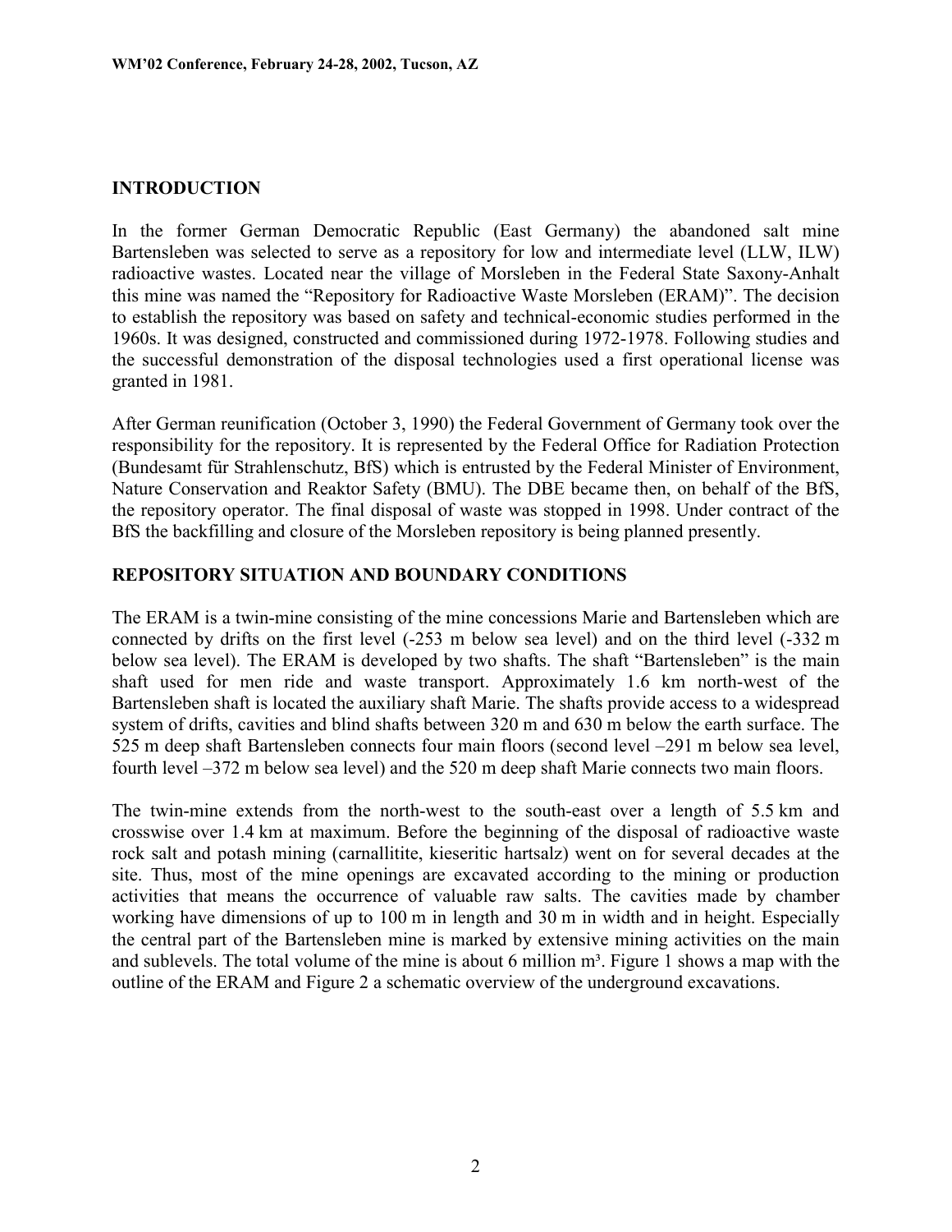## INTRODUCTION

In the former German Democratic Republic (East Germany) the abandoned salt mine Bartensleben was selected to serve as a repository for low and intermediate level (LLW, ILW) radioactive wastes. Located near the village of Morsleben in the Federal State Saxony-Anhalt this mine was named the "Repository for Radioactive Waste Morsleben (ERAM)". The decision to establish the repository was based on safety and technical-economic studies performed in the 1960s. It was designed, constructed and commissioned during 1972-1978. Following studies and the successful demonstration of the disposal technologies used a first operational license was granted in 1981.

After German reunification (October 3, 1990) the Federal Government of Germany took over the responsibility for the repository. It is represented by the Federal Office for Radiation Protection (Bundesamt für Strahlenschutz, BfS) which is entrusted by the Federal Minister of Environment, Nature Conservation and Reaktor Safety (BMU). The DBE became then, on behalf of the BfS, the repository operator. The final disposal of waste was stopped in 1998. Under contract of the BfS the backfilling and closure of the Morsleben repository is being planned presently.

## REPOSITORY SITUATION AND BOUNDARY CONDITIONS

The ERAM is a twin-mine consisting of the mine concessions Marie and Bartensleben which are connected by drifts on the first level (-253 m below sea level) and on the third level (-332 m below sea level). The ERAM is developed by two shafts. The shaft "Bartensleben" is the main shaft used for men ride and waste transport. Approximately 1.6 km north-west of the Bartensleben shaft is located the auxiliary shaft Marie. The shafts provide access to a widespread system of drifts, cavities and blind shafts between 320 m and 630 m below the earth surface. The 525 m deep shaft Bartensleben connects four main floors (second level –291 m below sea level, fourth level –372 m below sea level) and the 520 m deep shaft Marie connects two main floors.

The twin-mine extends from the north-west to the south-east over a length of 5.5 km and crosswise over 1.4 km at maximum. Before the beginning of the disposal of radioactive waste rock salt and potash mining (carnallitite, kieseritic hartsalz) went on for several decades at the site. Thus, most of the mine openings are excavated according to the mining or production activities that means the occurrence of valuable raw salts. The cavities made by chamber working have dimensions of up to 100 m in length and 30 m in width and in height. Especially the central part of the Bartensleben mine is marked by extensive mining activities on the main and sublevels. The total volume of the mine is about 6 million m³. Figure 1 shows a map with the outline of the ERAM and Figure 2 a schematic overview of the underground excavations.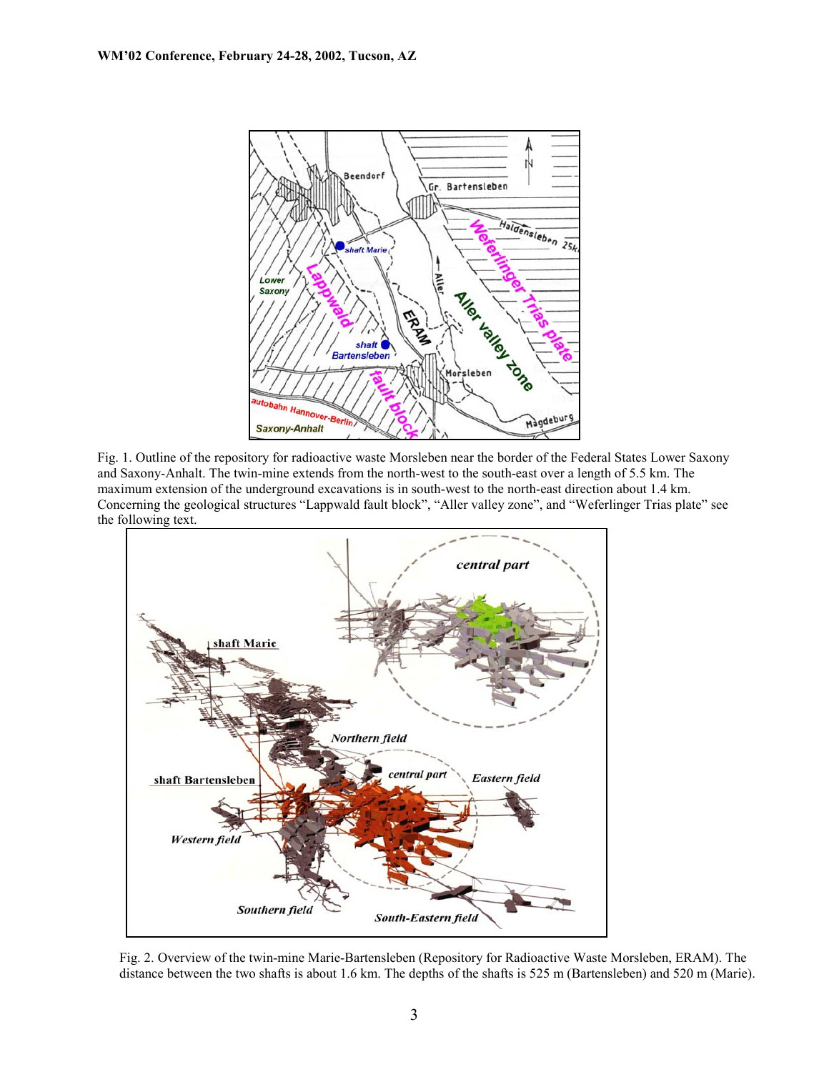Fig. 1. Outline of the repository for radioactive waste Morsleben near the border of the Federal States Lower Saxony and Saxony-Anhalt. The twin-mine extends from the north-west to the south-east over a length of 5.5 km. The maximum extension of the underground excavations is in south-west to the north-east direction about 1.4 km. Concerning the geological structures "Lappwald fault block", "Aller valley zone", and "Weferlinger Trias plate" see the following text.

Fig. 2. Overview of the twin-mine Marie-Bartensleben (Repository for Radioactive Waste Morsleben, ERAM). The distance between the two shafts is about 1.6 km. The depths of the shafts is 525 m (Bartensleben) and 520 m (Marie).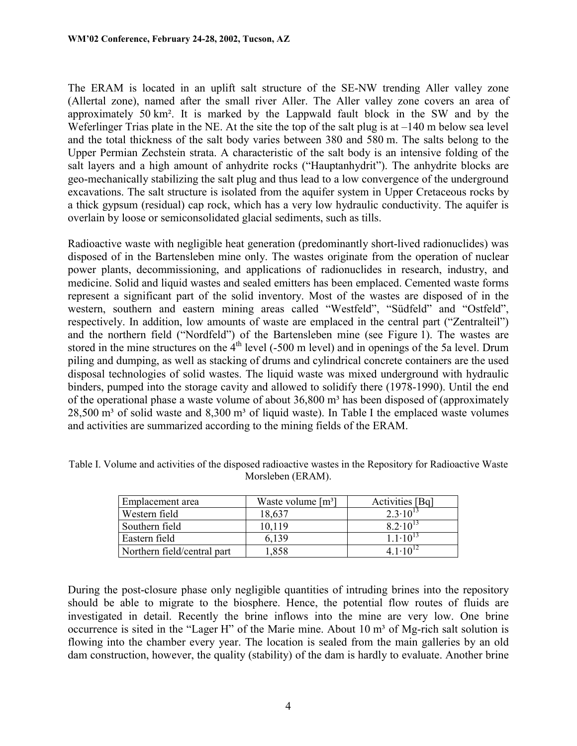The ERAM is located in an uplift salt structure of the SE-NW trending Aller valley zone (Allertal zone), named after the small river Aller. The Aller valley zone covers an area of approximately 50 km². It is marked by the Lappwald fault block in the SW and by the Weferlinger Trias plate in the NE. At the site the top of the salt plug is at –140 m below sea level and the total thickness of the salt body varies between 380 and 580 m. The salts belong to the Upper Permian Zechstein strata. A characteristic of the salt body is an intensive folding of the salt layers and a high amount of anhydrite rocks ("Hauptanhydrit"). The anhydrite blocks are geo-mechanically stabilizing the salt plug and thus lead to a low convergence of the underground excavations. The salt structure is isolated from the aquifer system in Upper Cretaceous rocks by a thick gypsum (residual) cap rock, which has a very low hydraulic conductivity. The aquifer is overlain by loose or semiconsolidated glacial sediments, such as tills.

Radioactive waste with negligible heat generation (predominantly short-lived radionuclides) was disposed of in the Bartensleben mine only. The wastes originate from the operation of nuclear power plants, decommissioning, and applications of radionuclides in research, industry, and medicine. Solid and liquid wastes and sealed emitters has been emplaced. Cemented waste forms represent a significant part of the solid inventory. Most of the wastes are disposed of in the western, southern and eastern mining areas called "Westfeld", "Südfeld" and "Ostfeld", respectively. In addition, low amounts of waste are emplaced in the central part ("Zentralteil") and the northern field ("Nordfeld") of the Bartensleben mine (see Figure 1). The wastes are stored in the mine structures on the 4th level (-500 m level) and in openings of the 5a level. Drum piling and dumping, as well as stacking of drums and cylindrical concrete containers are the used disposal technologies of solid wastes. The liquid waste was mixed underground with hydraulic binders, pumped into the storage cavity and allowed to solidify there (1978-1990). Until the end of the operational phase a waste volume of about 36,800 m³ has been disposed of (approximately 28,500 m³ of solid waste and 8,300 m³ of liquid waste). In Table I the emplaced waste volumes and activities are summarized according to the mining fields of the ERAM.

Table I. Volume and activities of the disposed radioactive wastes in the Repository for Radioactive Waste Morsleben (ERAM).

| Emplacement area | Waste volume [m³] | Activities [Bq] |
| --- | --- | --- |
| Western field | 18,637 | $2.3\cdot10^{13}$ |
| Southern field | 10,119 | $8.2\cdot10^{13}$ |
| Eastern field | 6,139 | $1.1\cdot10^{13}$ |
| Northern field/central part | 1,858 | $4.1\cdot10^{12}$ |

During the post-closure phase only negligible quantities of intruding brines into the repository should be able to migrate to the biosphere. Hence, the potential flow routes of fluids are investigated in detail. Recently the brine inflows into the mine are very low. One brine occurrence is sited in the "Lager H" of the Marie mine. About 10 m³ of Mg-rich salt solution is flowing into the chamber every year. The location is sealed from the main galleries by an old dam construction, however, the quality (stability) of the dam is hardly to evaluate. Another brine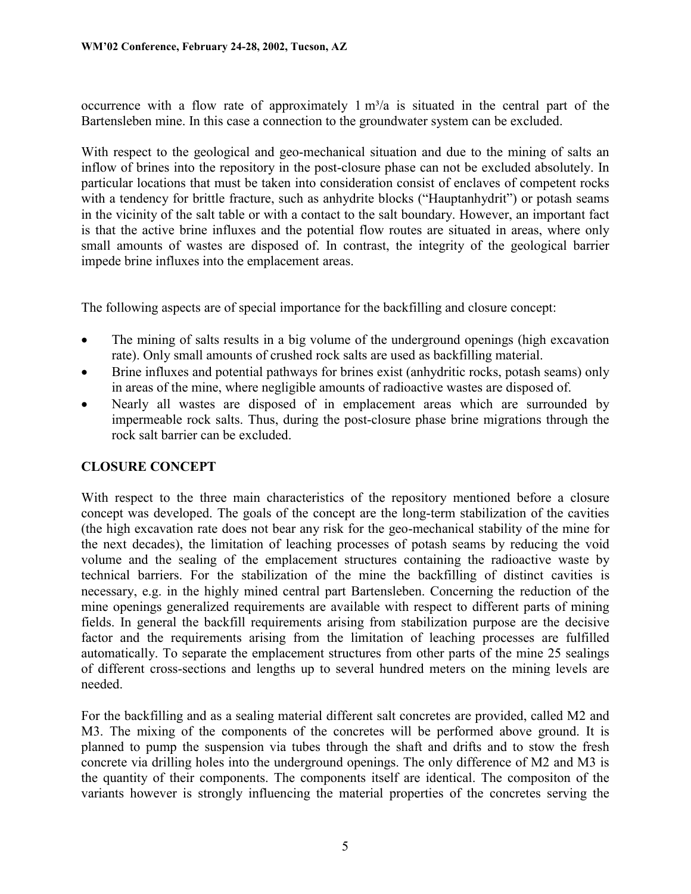occurrence with a flow rate of approximately 1 $m^3/a$ is situated in the central part of the Bartensleben mine. In this case a connection to the groundwater system can be excluded.

With respect to the geological and geo-mechanical situation and due to the mining of salts an inflow of brines into the repository in the post-closure phase can not be excluded absolutely. In particular locations that must be taken into consideration consist of enclaves of competent rocks with a tendency for brittle fracture, such as anhydrite blocks ("Hauptanhydrit") or potash seams in the vicinity of the salt table or with a contact to the salt boundary. However, an important fact is that the active brine influxes and the potential flow routes are situated in areas, where only small amounts of wastes are disposed of. In contrast, the integrity of the geological barrier impede brine influxes into the emplacement areas.

The following aspects are of special importance for the backfilling and closure concept:

- The mining of salts results in a big volume of the underground openings (high excavation rate). Only small amounts of crushed rock salts are used as backfilling material.
- Brine influxes and potential pathways for brines exist (anhydritic rocks, potash seams) only in areas of the mine, where negligible amounts of radioactive wastes are disposed of.
- Nearly all wastes are disposed of in emplacement areas which are surrounded by impermeable rock salts. Thus, during the post-closure phase brine migrations through the rock salt barrier can be excluded.

## CLOSURE CONCEPT

With respect to the three main characteristics of the repository mentioned before a closure concept was developed. The goals of the concept are the long-term stabilization of the cavities (the high excavation rate does not bear any risk for the geo-mechanical stability of the mine for the next decades), the limitation of leaching processes of potash seams by reducing the void volume and the sealing of the emplacement structures containing the radioactive waste by technical barriers. For the stabilization of the mine the backfilling of distinct cavities is necessary, e.g. in the highly mined central part Bartensleben. Concerning the reduction of the mine openings generalized requirements are available with respect to different parts of mining fields. In general the backfill requirements arising from stabilization purpose are the decisive factor and the requirements arising from the limitation of leaching processes are fulfilled automatically. To separate the emplacement structures from other parts of the mine 25 sealings of different cross-sections and lengths up to several hundred meters on the mining levels are needed.

For the backfilling and as a sealing material different salt concretes are provided, called M2 and M3. The mixing of the components of the concretes will be performed above ground. It is planned to pump the suspension via tubes through the shaft and drifts and to stow the fresh concrete via drilling holes into the underground openings. The only difference of M2 and M3 is the quantity of their components. The components itself are identical. The compositon of the variants however is strongly influencing the material properties of the concretes serving the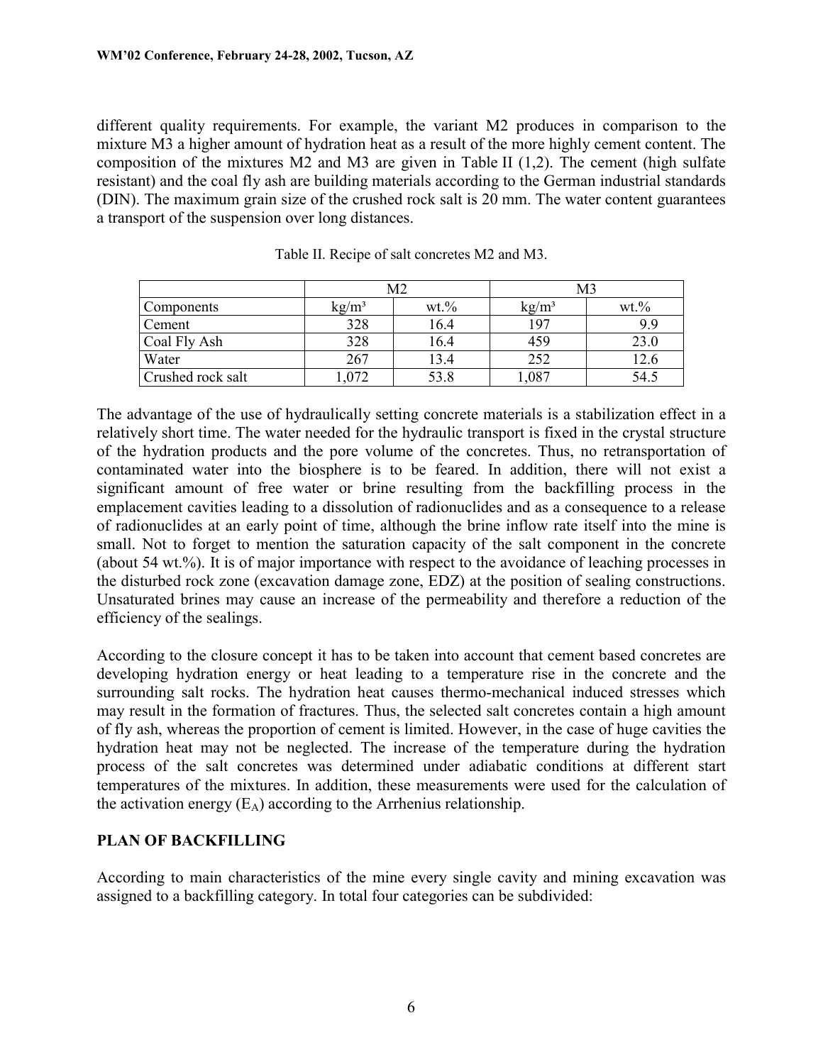different quality requirements. For example, the variant M2 produces in comparison to the mixture M3 a higher amount of hydration heat as a result of the more highly cement content. The composition of the mixtures M2 and M3 are given in Table II (1,2). The cement (high sulfate resistant) and the coal fly ash are building materials according to the German industrial standards (DIN). The maximum grain size of the crushed rock salt is 20 mm. The water content guarantees a transport of the suspension over long distances.

Table II. Recipe of salt concretes M2 and M3.

| | M2 | | M3 | |
|---|---|---|---|---|
| Components | kg/m³ | wt.% | kg/m³ | wt.% |
| Cement | 328 | 16.4 | 197 | 9.9 |
| Coal Fly Ash | 328 | 16.4 | 459 | 23.0 |
| Water | 267 | 13.4 | 252 | 12.6 |
| Crushed rock salt | 1,072 | 53.8 | 1,087 | 54.5 |

The advantage of the use of hydraulically setting concrete materials is a stabilization effect in a relatively short time. The water needed for the hydraulic transport is fixed in the crystal structure of the hydration products and the pore volume of the concretes. Thus, no retransportation of contaminated water into the biosphere is to be feared. In addition, there will not exist a significant amount of free water or brine resulting from the backfilling process in the emplacement cavities leading to a dissolution of radionuclides and as a consequence to a release of radionuclides at an early point of time, although the brine inflow rate itself into the mine is small. Not to forget to mention the saturation capacity of the salt component in the concrete (about 54 wt.%). It is of major importance with respect to the avoidance of leaching processes in the disturbed rock zone (excavation damage zone, EDZ) at the position of sealing constructions. Unsaturated brines may cause an increase of the permeability and therefore a reduction of the efficiency of the sealings.

According to the closure concept it has to be taken into account that cement based concretes are developing hydration energy or heat leading to a temperature rise in the concrete and the surrounding salt rocks. The hydration heat causes thermo-mechanical induced stresses which may result in the formation of fractures. Thus, the selected salt concretes contain a high amount of fly ash, whereas the proportion of cement is limited. However, in the case of huge cavities the hydration heat may not be neglected. The increase of the temperature during the hydration process of the salt concretes was determined under adiabatic conditions at different start temperatures of the mixtures. In addition, these measurements were used for the calculation of the activation energy ($E_A$) according to the Arrhenius relationship.

## PLAN OF BACKFILLING

According to main characteristics of the mine every single cavity and mining excavation was assigned to a backfilling category. In total four categories can be subdivided: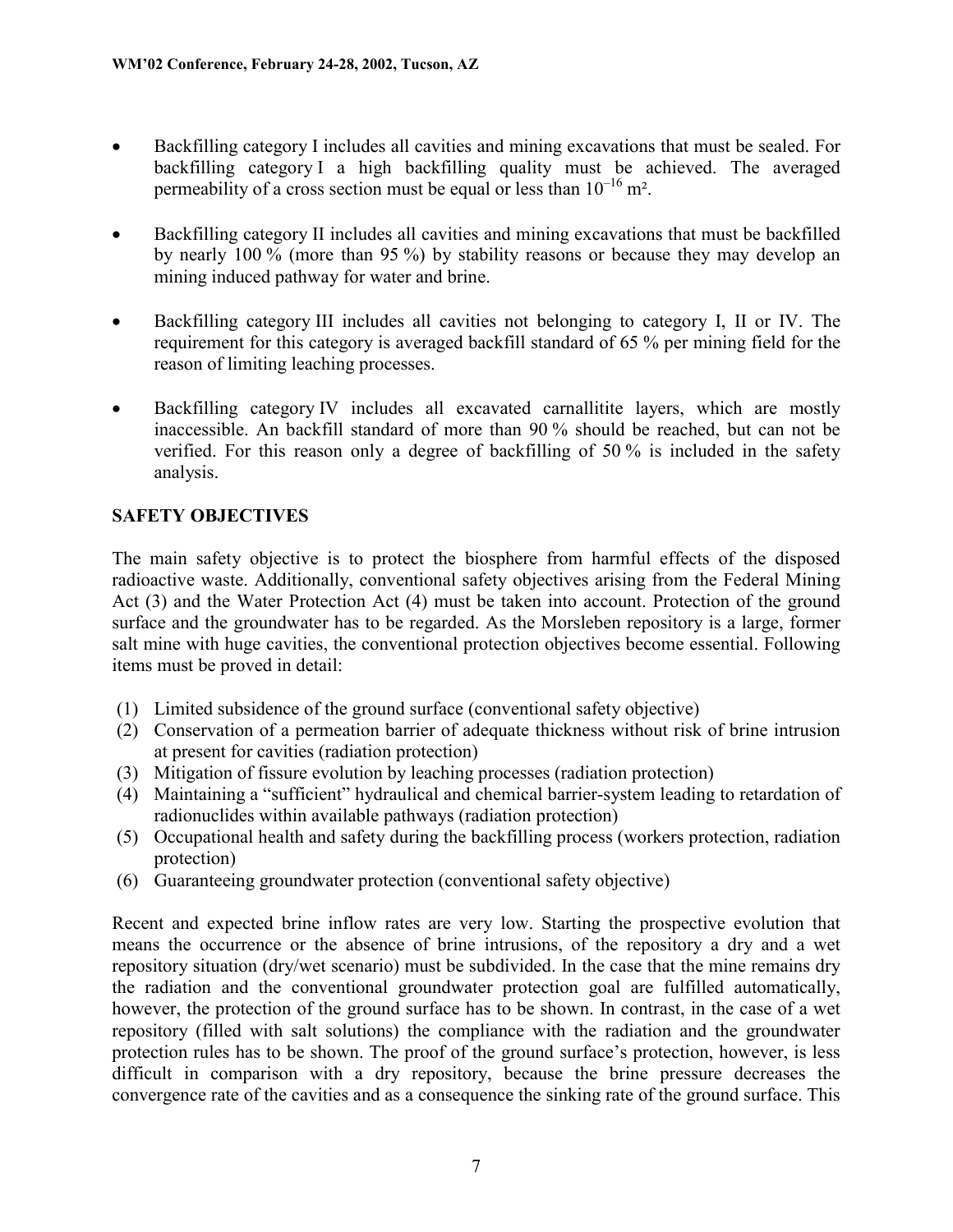- Backfilling category I includes all cavities and mining excavations that must be sealed. For backfilling category I a high backfilling quality must be achieved. The averaged permeability of a cross section must be equal or less than $10^{-16}$ m².

- Backfilling category II includes all cavities and mining excavations that must be backfilled by nearly 100 % (more than 95 %) by stability reasons or because they may develop an mining induced pathway for water and brine.

- Backfilling category III includes all cavities not belonging to category I, II or IV. The requirement for this category is averaged backfill standard of 65 % per mining field for the reason of limiting leaching processes.

- Backfilling category IV includes all excavated carnallitite layers, which are mostly inaccessible. An backfill standard of more than 90 % should be reached, but can not be verified. For this reason only a degree of backfilling of 50 % is included in the safety analysis.

## SAFETY OBJECTIVES

The main safety objective is to protect the biosphere from harmful effects of the disposed radioactive waste. Additionally, conventional safety objectives arising from the Federal Mining Act (3) and the Water Protection Act (4) must be taken into account. Protection of the ground surface and the groundwater has to be regarded. As the Morsleben repository is a large, former salt mine with huge cavities, the conventional protection objectives become essential. Following items must be proved in detail:

(1) Limited subsidence of the ground surface (conventional safety objective)
(2) Conservation of a permeation barrier of adequate thickness without risk of brine intrusion at present for cavities (radiation protection)
(3) Mitigation of fissure evolution by leaching processes (radiation protection)
(4) Maintaining a "sufficient" hydraulical and chemical barrier-system leading to retardation of radionuclides within available pathways (radiation protection)
(5) Occupational health and safety during the backfilling process (workers protection, radiation protection)
(6) Guaranteeing groundwater protection (conventional safety objective)

Recent and expected brine inflow rates are very low. Starting the prospective evolution that means the occurrence or the absence of brine intrusions, of the repository a dry and a wet repository situation (dry/wet scenario) must be subdivided. In the case that the mine remains dry the radiation and the conventional groundwater protection goal are fulfilled automatically, however, the protection of the ground surface has to be shown. In contrast, in the case of a wet repository (filled with salt solutions) the compliance with the radiation and the groundwater protection rules has to be shown. The proof of the ground surface's protection, however, is less difficult in comparison with a dry repository, because the brine pressure decreases the convergence rate of the cavities and as a consequence the sinking rate of the ground surface. This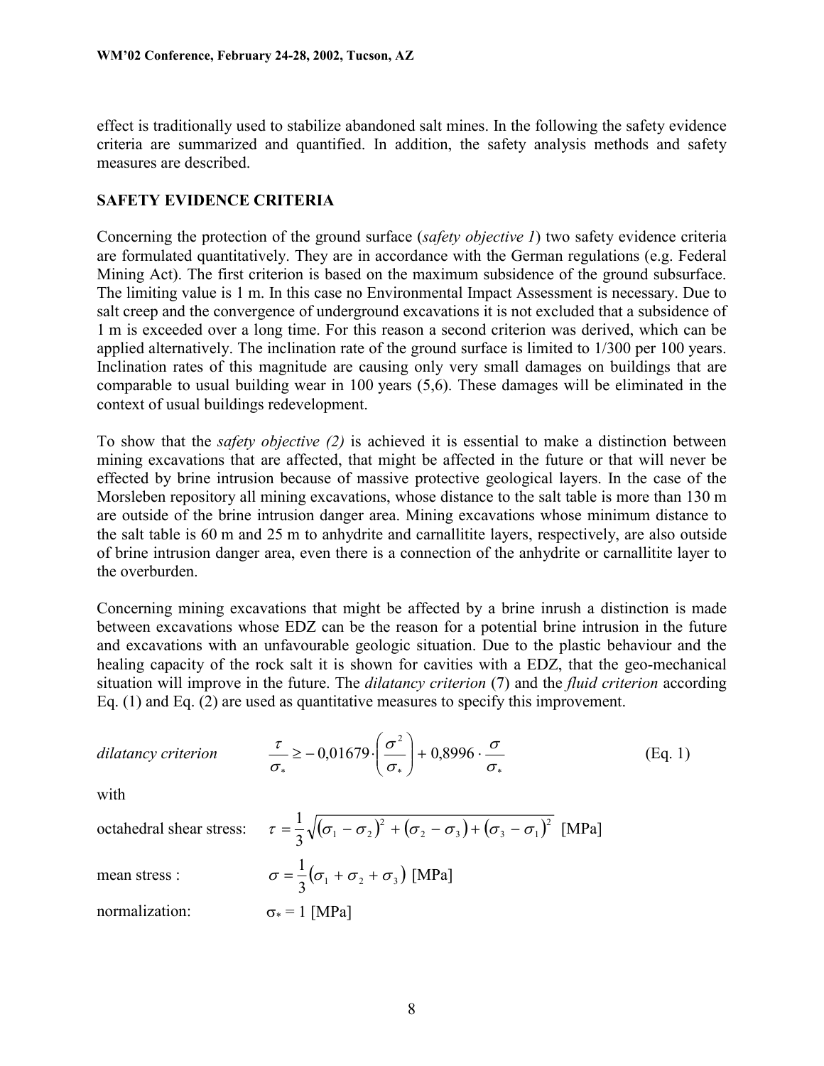effect is traditionally used to stabilize abandoned salt mines. In the following the safety evidence criteria are summarized and quantified. In addition, the safety analysis methods and safety measures are described.

## SAFETY EVIDENCE CRITERIA

Concerning the protection of the ground surface (*safety objective 1*) two safety evidence criteria are formulated quantitatively. They are in accordance with the German regulations (e.g. Federal Mining Act). The first criterion is based on the maximum subsidence of the ground subsurface. The limiting value is 1 m. In this case no Environmental Impact Assessment is necessary. Due to salt creep and the convergence of underground excavations it is not excluded that a subsidence of 1 m is exceeded over a long time. For this reason a second criterion was derived, which can be applied alternatively. The inclination rate of the ground surface is limited to 1/300 per 100 years. Inclination rates of this magnitude are causing only very small damages on buildings that are comparable to usual building wear in 100 years (5,6). These damages will be eliminated in the context of usual buildings redevelopment.

To show that the *safety objective (2)* is achieved it is essential to make a distinction between mining excavations that are affected, that might be affected in the future or that will never be effected by brine intrusion because of massive protective geological layers. In the case of the Morsleben repository all mining excavations, whose distance to the salt table is more than 130 m are outside of the brine intrusion danger area. Mining excavations whose minimum distance to the salt table is 60 m and 25 m to anhydrite and carnallitite layers, respectively, are also outside of brine intrusion danger area, even there is a connection of the anhydrite or carnallitite layer to the overburden.

Concerning mining excavations that might be affected by a brine inrush a distinction is made between excavations whose EDZ can be the reason for a potential brine intrusion in the future and excavations with an unfavourable geologic situation. Due to the plastic behaviour and the healing capacity of the rock salt it is shown for cavities with a EDZ, that the geo-mechanical situation will improve in the future. The *dilatancy criterion* (7) and the *fluid criterion* according Eq. (1) and Eq. (2) are used as quantitative measures to specify this improvement.

*dilatancy criterion*
$$\frac{\tau}{\sigma_*} \geq -0{,}01679 \cdot \left(\frac{\sigma^2}{\sigma_*}\right) + 0{,}8996 \cdot \frac{\sigma}{\sigma_*} \qquad \text{(Eq. 1)}$$

with

octahedral shear stress:
$$\tau = \frac{1}{3}\sqrt{(\sigma_1 - \sigma_2)^2 + (\sigma_2 - \sigma_3) + (\sigma_3 - \sigma_1)^2} \ \text{[MPa]}$$

mean stress :
$$\sigma = \frac{1}{3}(\sigma_1 + \sigma_2 + \sigma_3) \ \text{[MPa]}$$

normalization: $\sigma_* = 1$ [MPa]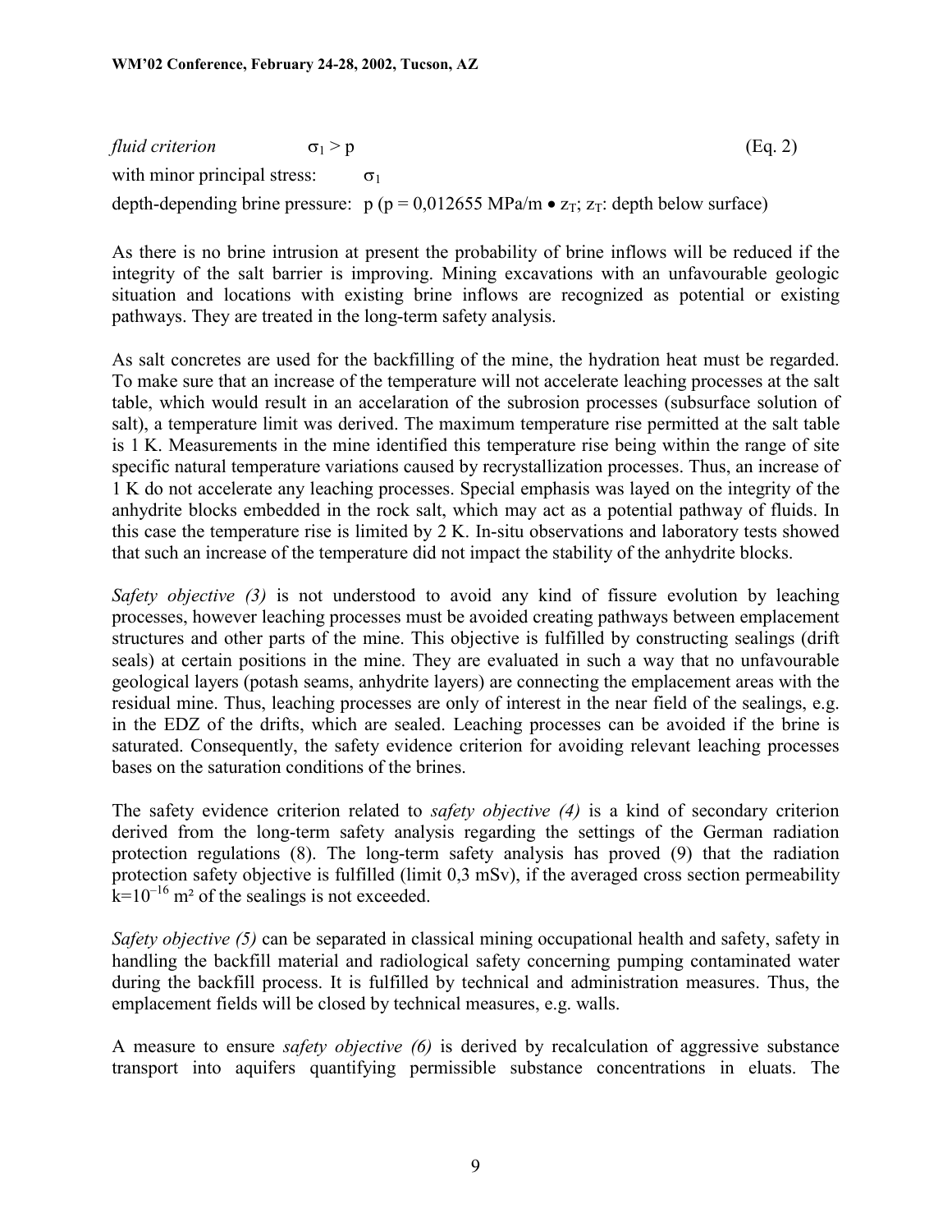*fluid criterion* $\sigma_1 > p$ (Eq. 2)

with minor principal stress: $\sigma_1$

depth-depending brine pressure: $p$ ($p = 0{,}012655$ MPa/m $\bullet$ $z_T$; $z_T$: depth below surface)

As there is no brine intrusion at present the probability of brine inflows will be reduced if the integrity of the salt barrier is improving. Mining excavations with an unfavourable geologic situation and locations with existing brine inflows are recognized as potential or existing pathways. They are treated in the long-term safety analysis.

As salt concretes are used for the backfilling of the mine, the hydration heat must be regarded. To make sure that an increase of the temperature will not accelerate leaching processes at the salt table, which would result in an accelaration of the subrosion processes (subsurface solution of salt), a temperature limit was derived. The maximum temperature rise permitted at the salt table is 1 K. Measurements in the mine identified this temperature rise being within the range of site specific natural temperature variations caused by recrystallization processes. Thus, an increase of 1 K do not accelerate any leaching processes. Special emphasis was layed on the integrity of the anhydrite blocks embedded in the rock salt, which may act as a potential pathway of fluids. In this case the temperature rise is limited by 2 K. In-situ observations and laboratory tests showed that such an increase of the temperature did not impact the stability of the anhydrite blocks.

*Safety objective (3)* is not understood to avoid any kind of fissure evolution by leaching processes, however leaching processes must be avoided creating pathways between emplacement structures and other parts of the mine. This objective is fulfilled by constructing sealings (drift seals) at certain positions in the mine. They are evaluated in such a way that no unfavourable geological layers (potash seams, anhydrite layers) are connecting the emplacement areas with the residual mine. Thus, leaching processes are only of interest in the near field of the sealings, e.g. in the EDZ of the drifts, which are sealed. Leaching processes can be avoided if the brine is saturated. Consequently, the safety evidence criterion for avoiding relevant leaching processes bases on the saturation conditions of the brines.

The safety evidence criterion related to *safety objective (4)* is a kind of secondary criterion derived from the long-term safety analysis regarding the settings of the German radiation protection regulations (8). The long-term safety analysis has proved (9) that the radiation protection safety objective is fulfilled (limit 0,3 mSv), if the averaged cross section permeability $k=10^{-16}$ m² of the sealings is not exceeded.

*Safety objective (5)* can be separated in classical mining occupational health and safety, safety in handling the backfill material and radiological safety concerning pumping contaminated water during the backfill process. It is fulfilled by technical and administration measures. Thus, the emplacement fields will be closed by technical measures, e.g. walls.

A measure to ensure *safety objective (6)* is derived by recalculation of aggressive substance transport into aquifers quantifying permissible substance concentrations in eluats. The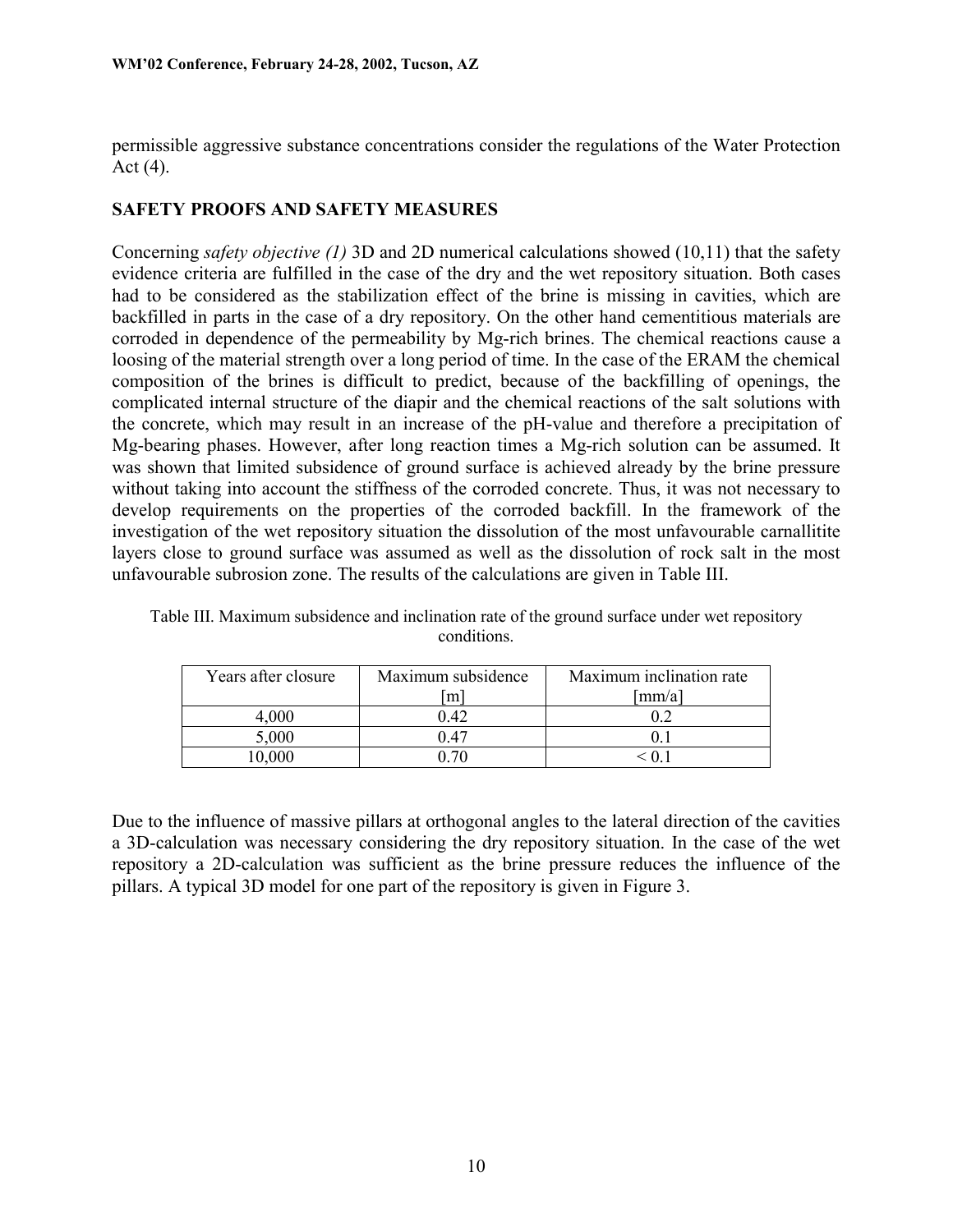permissible aggressive substance concentrations consider the regulations of the Water Protection Act (4).

## SAFETY PROOFS AND SAFETY MEASURES

Concerning *safety objective (1)* 3D and 2D numerical calculations showed (10,11) that the safety evidence criteria are fulfilled in the case of the dry and the wet repository situation. Both cases had to be considered as the stabilization effect of the brine is missing in cavities, which are backfilled in parts in the case of a dry repository. On the other hand cementitious materials are corroded in dependence of the permeability by Mg-rich brines. The chemical reactions cause a loosing of the material strength over a long period of time. In the case of the ERAM the chemical composition of the brines is difficult to predict, because of the backfilling of openings, the complicated internal structure of the diapir and the chemical reactions of the salt solutions with the concrete, which may result in an increase of the pH-value and therefore a precipitation of Mg-bearing phases. However, after long reaction times a Mg-rich solution can be assumed. It was shown that limited subsidence of ground surface is achieved already by the brine pressure without taking into account the stiffness of the corroded concrete. Thus, it was not necessary to develop requirements on the properties of the corroded backfill. In the framework of the investigation of the wet repository situation the dissolution of the most unfavourable carnallitite layers close to ground surface was assumed as well as the dissolution of rock salt in the most unfavourable subrosion zone. The results of the calculations are given in Table III.

Table III. Maximum subsidence and inclination rate of the ground surface under wet repository conditions.

| Years after closure | Maximum subsidence [m] | Maximum inclination rate [mm/a] |
|---|---|---|
| 4,000 | 0.42 | 0.2 |
| 5,000 | 0.47 | 0.1 |
| 10,000 | 0.70 | < 0.1 |

Due to the influence of massive pillars at orthogonal angles to the lateral direction of the cavities a 3D-calculation was necessary considering the dry repository situation. In the case of the wet repository a 2D-calculation was sufficient as the brine pressure reduces the influence of the pillars. A typical 3D model for one part of the repository is given in Figure 3.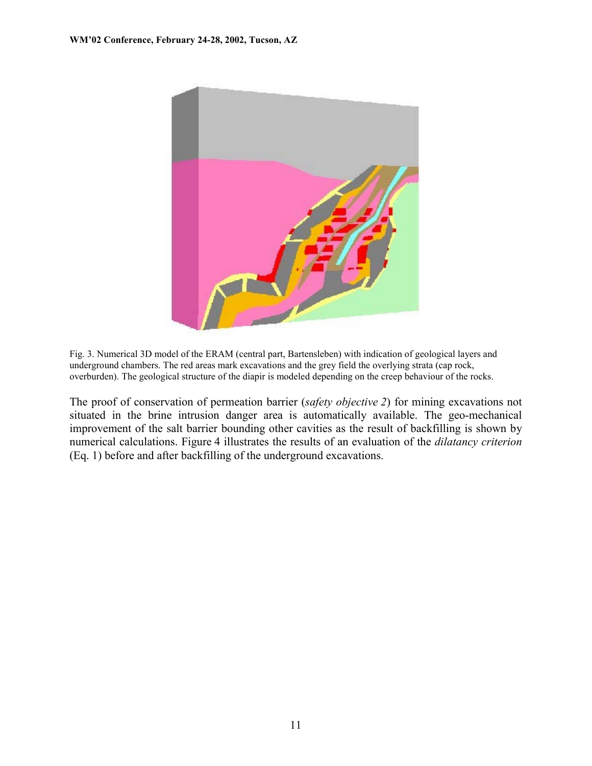Fig. 3. Numerical 3D model of the ERAM (central part, Bartensleben) with indication of geological layers and underground chambers. The red areas mark excavations and the grey field the overlying strata (cap rock, overburden). The geological structure of the diapir is modeled depending on the creep behaviour of the rocks.

The proof of conservation of permeation barrier (*safety objective 2*) for mining excavations not situated in the brine intrusion danger area is automatically available. The geo-mechanical improvement of the salt barrier bounding other cavities as the result of backfilling is shown by numerical calculations. Figure 4 illustrates the results of an evaluation of the *dilatancy criterion* (Eq. 1) before and after backfilling of the underground excavations.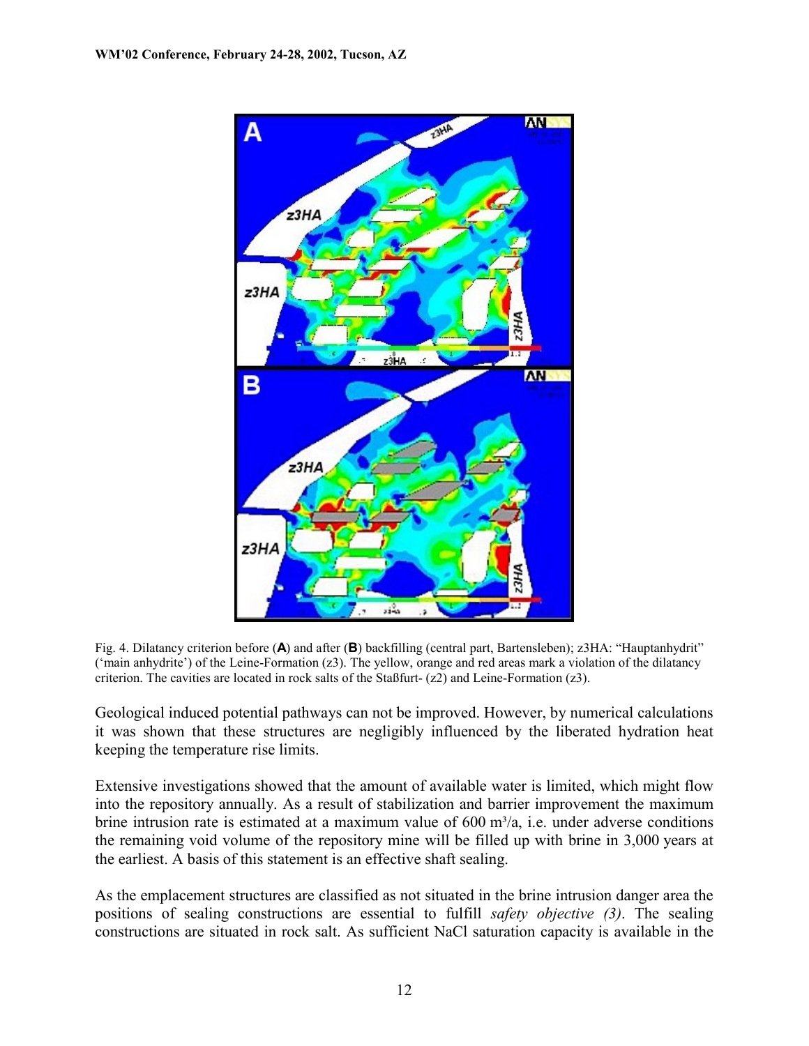Fig. 4. Dilatancy criterion before (**A**) and after (**B**) backfilling (central part, Bartensleben); z3HA: "Hauptanhydrit" ('main anhydrite') of the Leine-Formation (z3). The yellow, orange and red areas mark a violation of the dilatancy criterion. The cavities are located in rock salts of the Staßfurt- (z2) and Leine-Formation (z3).

Geological induced potential pathways can not be improved. However, by numerical calculations it was shown that these structures are negligibly influenced by the liberated hydration heat keeping the temperature rise limits.

Extensive investigations showed that the amount of available water is limited, which might flow into the repository annually. As a result of stabilization and barrier improvement the maximum brine intrusion rate is estimated at a maximum value of 600 m³/a, i.e. under adverse conditions the remaining void volume of the repository mine will be filled up with brine in 3,000 years at the earliest. A basis of this statement is an effective shaft sealing.

As the emplacement structures are classified as not situated in the brine intrusion danger area the positions of sealing constructions are essential to fulfill *safety objective (3)*. The sealing constructions are situated in rock salt. As sufficient NaCl saturation capacity is available in the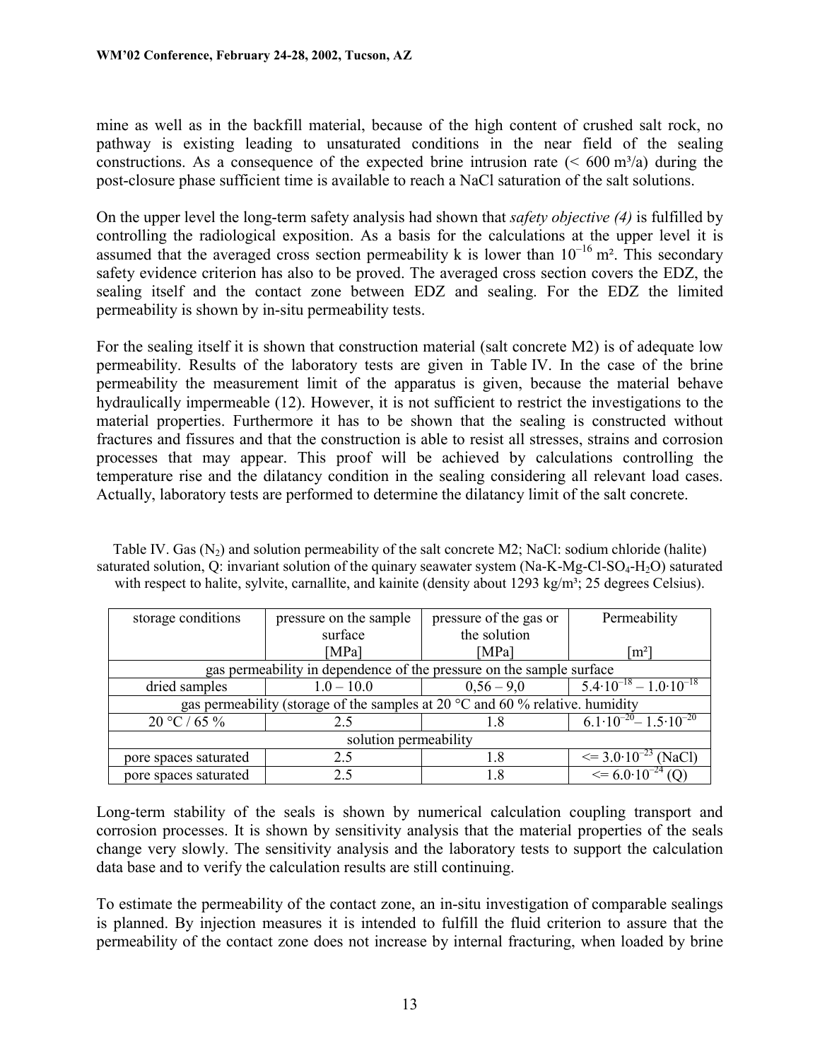mine as well as in the backfill material, because of the high content of crushed salt rock, no pathway is existing leading to unsaturated conditions in the near field of the sealing constructions. As a consequence of the expected brine intrusion rate (< 600 m³/a) during the post-closure phase sufficient time is available to reach a NaCl saturation of the salt solutions.

On the upper level the long-term safety analysis had shown that *safety objective (4)* is fulfilled by controlling the radiological exposition. As a basis for the calculations at the upper level it is assumed that the averaged cross section permeability k is lower than $10^{-16}$ m². This secondary safety evidence criterion has also to be proved. The averaged cross section covers the EDZ, the sealing itself and the contact zone between EDZ and sealing. For the EDZ the limited permeability is shown by in-situ permeability tests.

For the sealing itself it is shown that construction material (salt concrete M2) is of adequate low permeability. Results of the laboratory tests are given in Table IV. In the case of the brine permeability the measurement limit of the apparatus is given, because the material behave hydraulically impermeable (12). However, it is not sufficient to restrict the investigations to the material properties. Furthermore it has to be shown that the sealing is constructed without fractures and fissures and that the construction is able to resist all stresses, strains and corrosion processes that may appear. This proof will be achieved by calculations controlling the temperature rise and the dilatancy condition in the sealing considering all relevant load cases. Actually, laboratory tests are performed to determine the dilatancy limit of the salt concrete.

Table IV. Gas ($N_2$) and solution permeability of the salt concrete M2; NaCl: sodium chloride (halite) saturated solution, Q: invariant solution of the quinary seawater system ($Na$-$K$-$Mg$-$Cl$-$SO_4$-$H_2O$) saturated with respect to halite, sylvite, carnallite, and kainite (density about 1293 kg/m³; 25 degrees Celsius).

| storage conditions | pressure on the sample surface [MPa] | pressure of the gas or the solution [MPa] | Permeability [m²] |
|---|---|---|---|
| gas permeability in dependence of the pressure on the sample surface | | | |
| dried samples | 1.0 – 10.0 | 0,56 – 9,0 | $5.4 \cdot 10^{-18} - 1.0 \cdot 10^{-18}$ |
| gas permeability (storage of the samples at 20 °C and 60 % relative. humidity | | | |
| 20 °C / 65 % | 2.5 | 1.8 | $6.1 \cdot 10^{-20} - 1.5 \cdot 10^{-20}$ |
| solution permeability | | | |
| pore spaces saturated | 2.5 | 1.8 | $<= 3.0 \cdot 10^{-23}$ (NaCl) |
| pore spaces saturated | 2.5 | 1.8 | $<= 6.0 \cdot 10^{-24}$ (Q) |

Long-term stability of the seals is shown by numerical calculation coupling transport and corrosion processes. It is shown by sensitivity analysis that the material properties of the seals change very slowly. The sensitivity analysis and the laboratory tests to support the calculation data base and to verify the calculation results are still continuing.

To estimate the permeability of the contact zone, an in-situ investigation of comparable sealings is planned. By injection measures it is intended to fulfill the fluid criterion to assure that the permeability of the contact zone does not increase by internal fracturing, when loaded by brine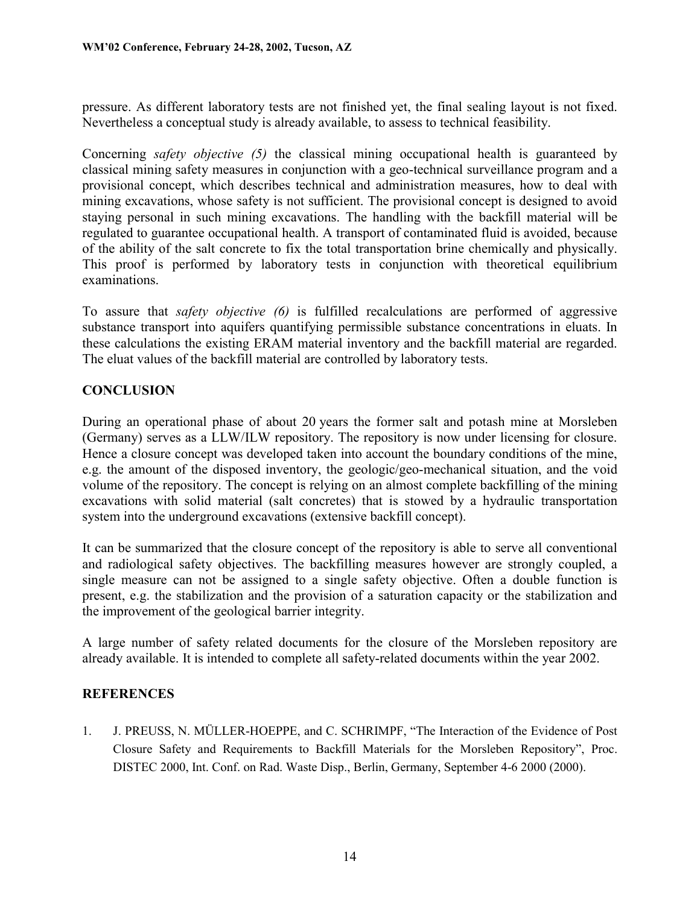pressure. As different laboratory tests are not finished yet, the final sealing layout is not fixed. Nevertheless a conceptual study is already available, to assess to technical feasibility.

Concerning *safety objective (5)* the classical mining occupational health is guaranteed by classical mining safety measures in conjunction with a geo-technical surveillance program and a provisional concept, which describes technical and administration measures, how to deal with mining excavations, whose safety is not sufficient. The provisional concept is designed to avoid staying personal in such mining excavations. The handling with the backfill material will be regulated to guarantee occupational health. A transport of contaminated fluid is avoided, because of the ability of the salt concrete to fix the total transportation brine chemically and physically. This proof is performed by laboratory tests in conjunction with theoretical equilibrium examinations.

To assure that *safety objective (6)* is fulfilled recalculations are performed of aggressive substance transport into aquifers quantifying permissible substance concentrations in eluats. In these calculations the existing ERAM material inventory and the backfill material are regarded. The eluat values of the backfill material are controlled by laboratory tests.

## CONCLUSION

During an operational phase of about 20 years the former salt and potash mine at Morsleben (Germany) serves as a LLW/ILW repository. The repository is now under licensing for closure. Hence a closure concept was developed taken into account the boundary conditions of the mine, e.g. the amount of the disposed inventory, the geologic/geo-mechanical situation, and the void volume of the repository. The concept is relying on an almost complete backfilling of the mining excavations with solid material (salt concretes) that is stowed by a hydraulic transportation system into the underground excavations (extensive backfill concept).

It can be summarized that the closure concept of the repository is able to serve all conventional and radiological safety objectives. The backfilling measures however are strongly coupled, a single measure can not be assigned to a single safety objective. Often a double function is present, e.g. the stabilization and the provision of a saturation capacity or the stabilization and the improvement of the geological barrier integrity.

A large number of safety related documents for the closure of the Morsleben repository are already available. It is intended to complete all safety-related documents within the year 2002.

## REFERENCES

1. J. PREUSS, N. MÜLLER-HOEPPE, and C. SCHRIMPF, "The Interaction of the Evidence of Post Closure Safety and Requirements to Backfill Materials for the Morsleben Repository", Proc. DISTEC 2000, Int. Conf. on Rad. Waste Disp., Berlin, Germany, September 4-6 2000 (2000).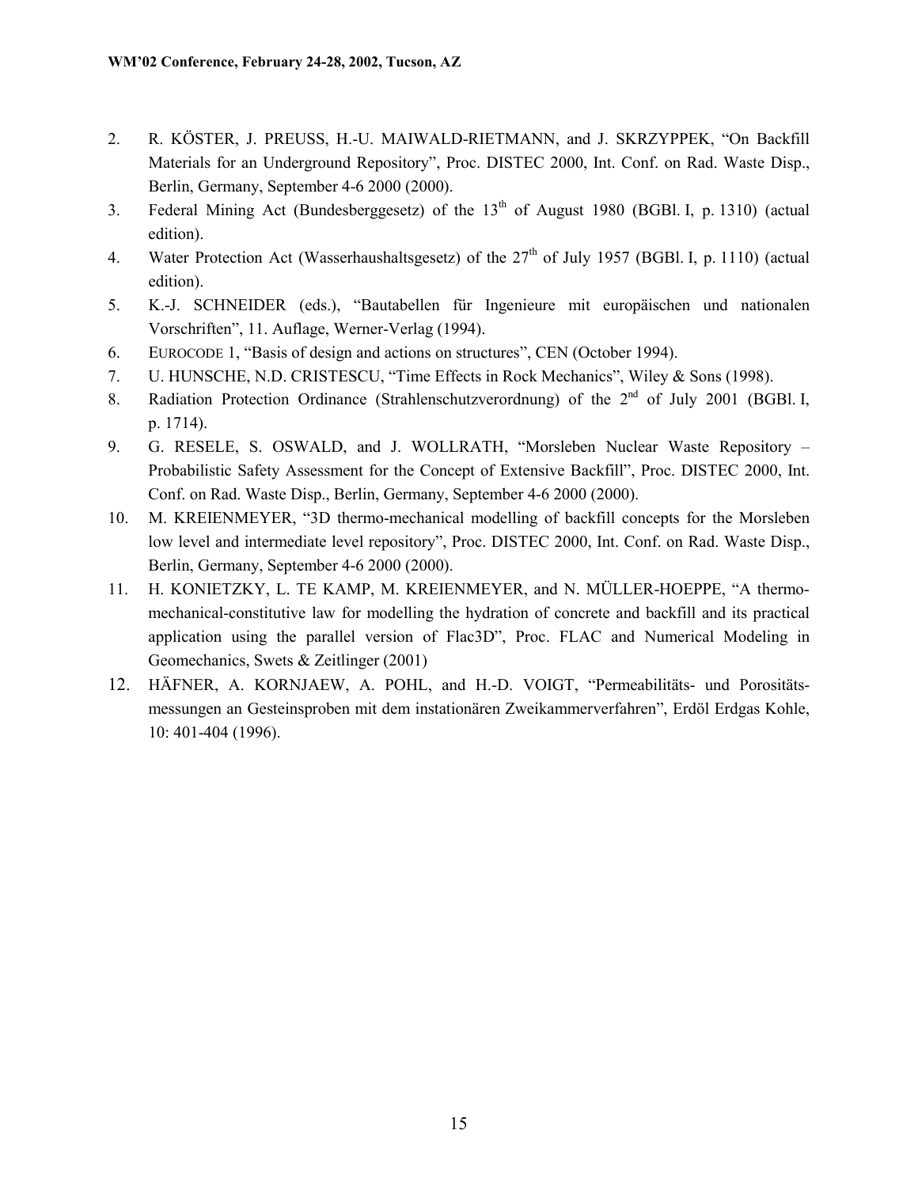2. R. KÖSTER, J. PREUSS, H.-U. MAIWALD-RIETMANN, and J. SKRZYPPEK, "On Backfill Materials for an Underground Repository", Proc. DISTEC 2000, Int. Conf. on Rad. Waste Disp., Berlin, Germany, September 4-6 2000 (2000).
3. Federal Mining Act (Bundesberggesetz) of the 13th of August 1980 (BGBl. I, p. 1310) (actual edition).
4. Water Protection Act (Wasserhaushaltsgesetz) of the 27th of July 1957 (BGBl. I, p. 1110) (actual edition).
5. K.-J. SCHNEIDER (eds.), "Bautabellen für Ingenieure mit europäischen und nationalen Vorschriften", 11. Auflage, Werner-Verlag (1994).
6. EUROCODE 1, "Basis of design and actions on structures", CEN (October 1994).
7. U. HUNSCHE, N.D. CRISTESCU, "Time Effects in Rock Mechanics", Wiley & Sons (1998).
8. Radiation Protection Ordinance (Strahlenschutzverordnung) of the 2nd of July 2001 (BGBl. I, p. 1714).
9. G. RESELE, S. OSWALD, and J. WOLLRATH, "Morsleben Nuclear Waste Repository – Probabilistic Safety Assessment for the Concept of Extensive Backfill", Proc. DISTEC 2000, Int. Conf. on Rad. Waste Disp., Berlin, Germany, September 4-6 2000 (2000).
10. M. KREIENMEYER, "3D thermo-mechanical modelling of backfill concepts for the Morsleben low level and intermediate level repository", Proc. DISTEC 2000, Int. Conf. on Rad. Waste Disp., Berlin, Germany, September 4-6 2000 (2000).
11. H. KONIETZKY, L. TE KAMP, M. KREIENMEYER, and N. MÜLLER-HOEPPE, "A thermo-mechanical-constitutive law for modelling the hydration of concrete and backfill and its practical application using the parallel version of Flac3D", Proc. FLAC and Numerical Modeling in Geomechanics, Swets & Zeitlinger (2001)
12. HÄFNER, A. KORNJAEW, A. POHL, and H.-D. VOIGT, "Permeabilitäts- und Porositäts-messungen an Gesteinsproben mit dem instationären Zweikammerverfahren", Erdöl Erdgas Kohle, 10: 401-404 (1996).